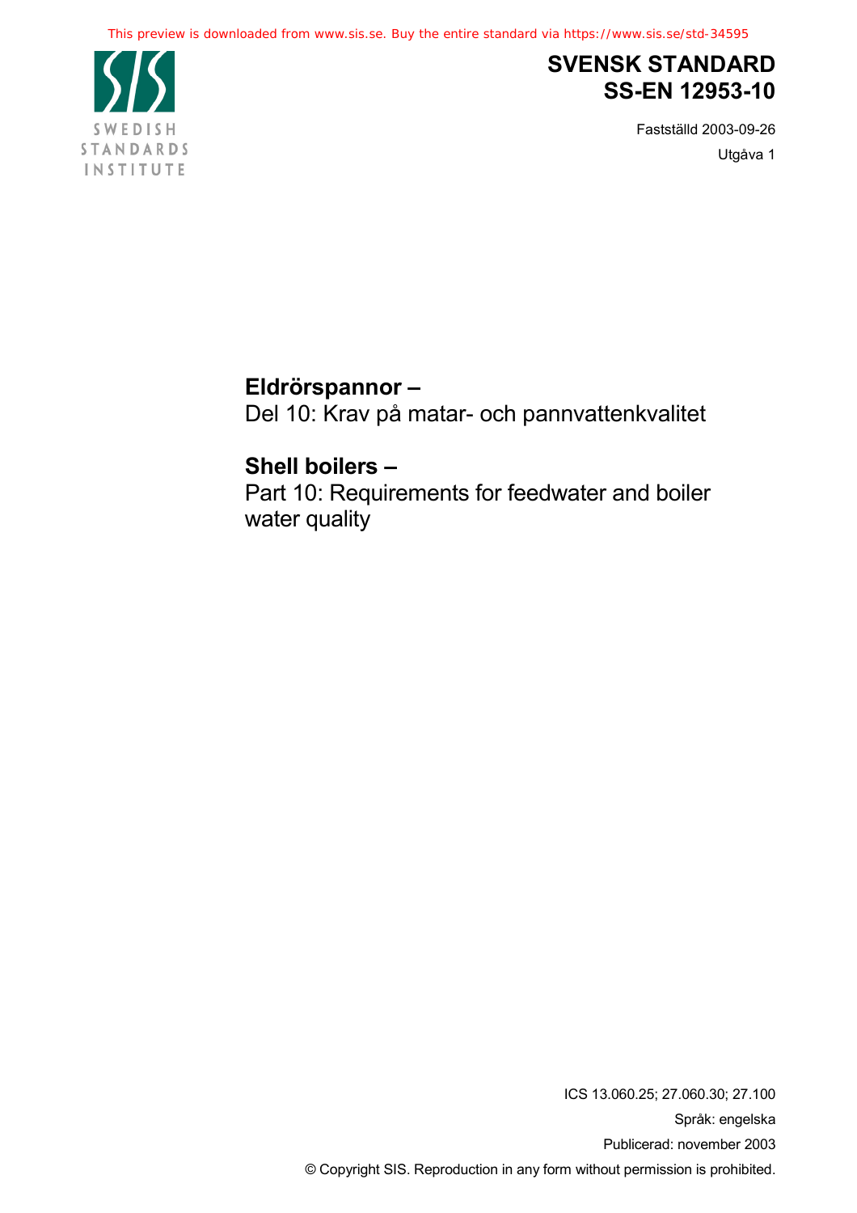This preview is downloaded from www.sis.se. Buy the entire standard via https://www.sis.se/std-34595

SWEDISH STANDARDS INSTITUTE

# SVENSK STANDARD
# SS-EN 12953-10

Fastställd 2003-09-26

Utgåva 1

## Eldrörspannor –
Del 10: Krav på matar- och pannvattenkvalitet

## Shell boilers –
Part 10: Requirements for feedwater and boiler water quality

ICS 13.060.25; 27.060.30; 27.100

Språk: engelska

Publicerad: november 2003

© Copyright SIS. Reproduction in any form without permission is prohibited.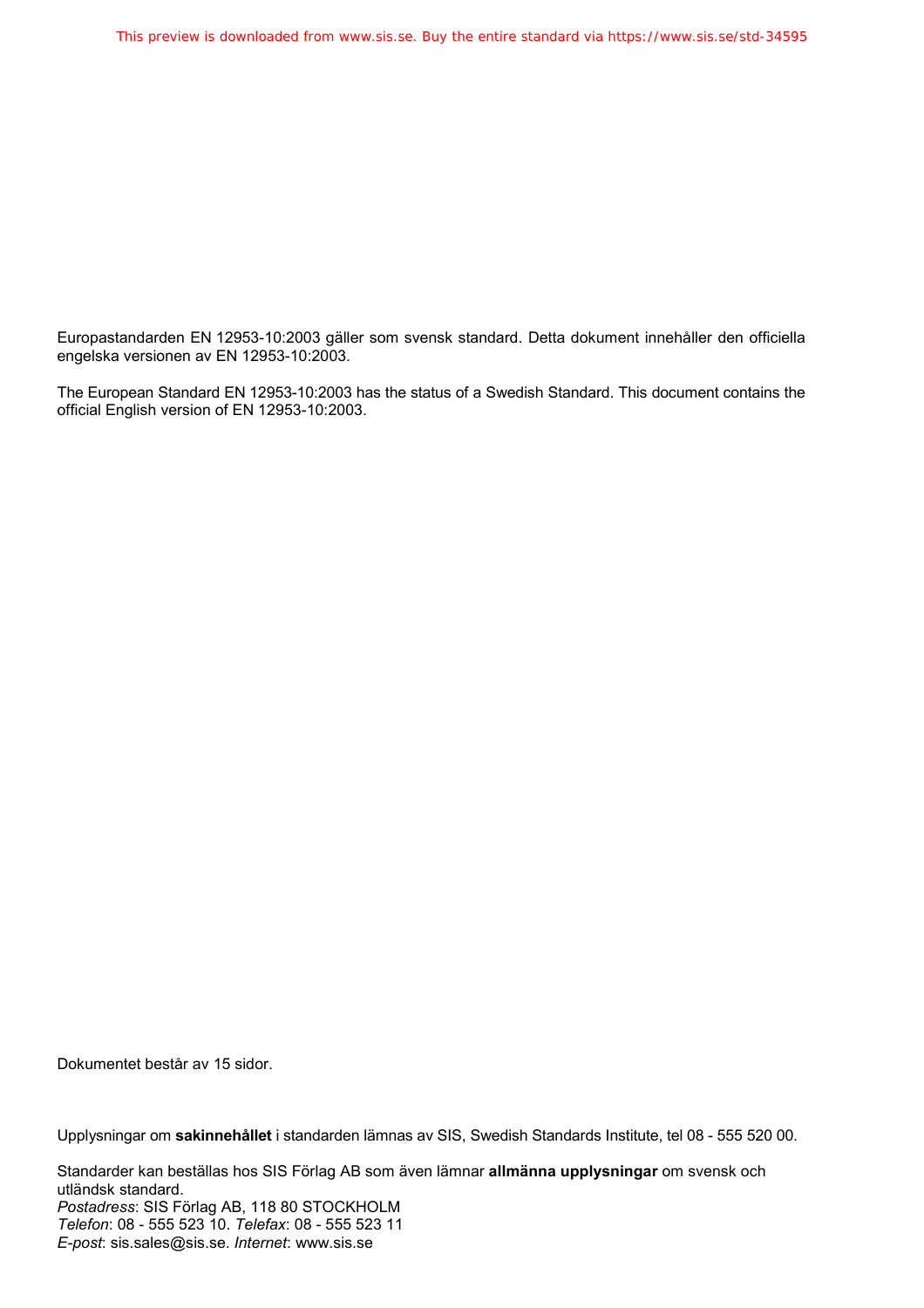Europastandarden EN 12953-10:2003 gäller som svensk standard. Detta dokument innehåller den officiella engelska versionen av EN 12953-10:2003.

The European Standard EN 12953-10:2003 has the status of a Swedish Standard. This document contains the official English version of EN 12953-10:2003.

Dokumentet består av 15 sidor.

Upplysningar om **sakinnehållet** i standarden lämnas av SIS, Swedish Standards Institute, tel 08 - 555 520 00.

Standarder kan beställas hos SIS Förlag AB som även lämnar **allmänna upplysningar** om svensk och utländsk standard.
*Postadress*: SIS Förlag AB, 118 80 STOCKHOLM
*Telefon*: 08 - 555 523 10. *Telefax*: 08 - 555 523 11
*E-post*: sis.sales@sis.se. *Internet*: www.sis.se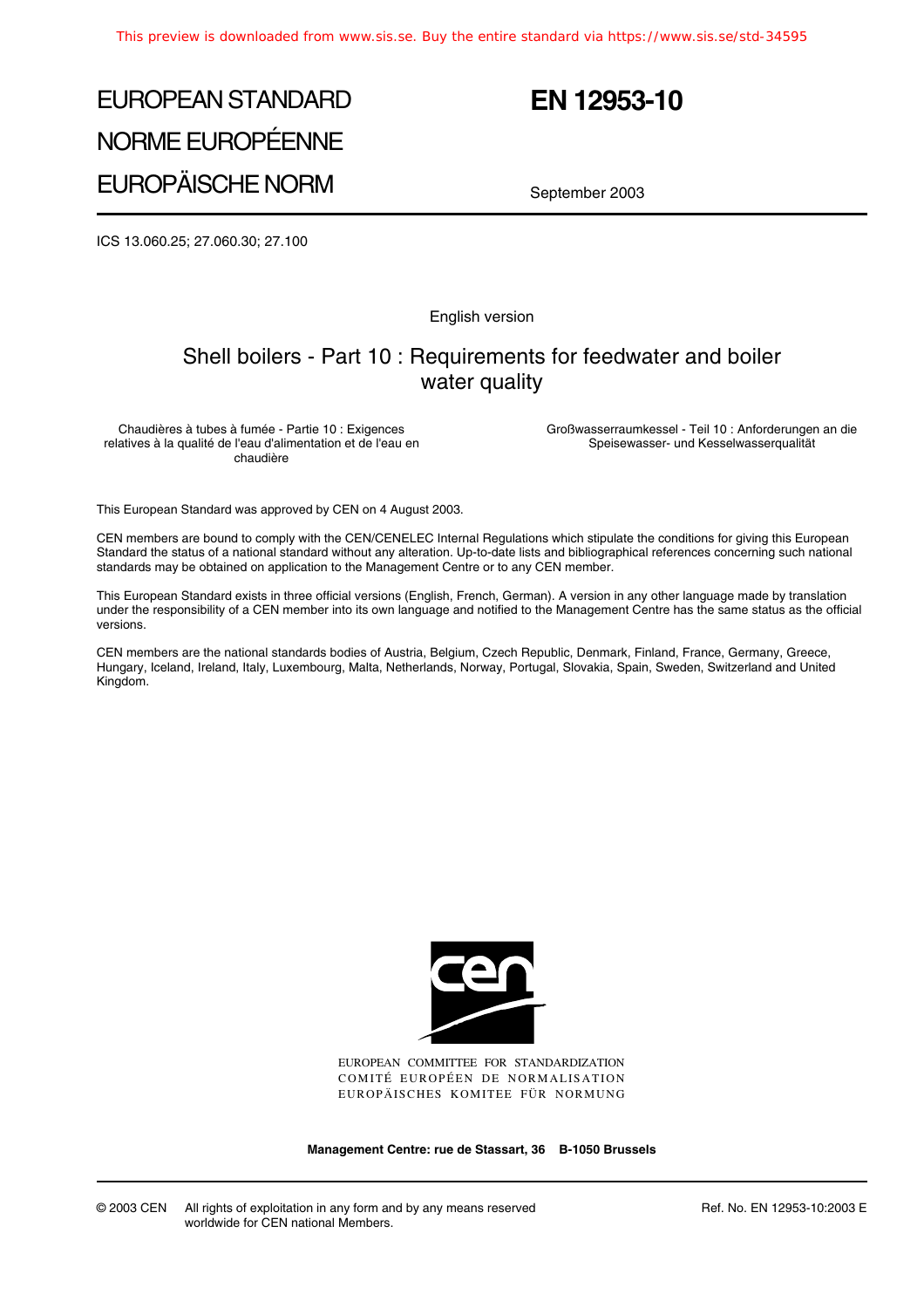# EUROPEAN STANDARD
# NORME EUROPÉENNE
# EUROPÄISCHE NORM

# EN 12953-10

September 2003

ICS 13.060.25; 27.060.30; 27.100

English version

## Shell boilers - Part 10 : Requirements for feedwater and boiler water quality

Chaudières à tubes à fumée - Partie 10 : Exigences relatives à la qualité de l'eau d'alimentation et de l'eau en chaudière

Großwasserraumkessel - Teil 10 : Anforderungen an die Speisewasser- und Kesselwasserqualität

This European Standard was approved by CEN on 4 August 2003.

CEN members are bound to comply with the CEN/CENELEC Internal Regulations which stipulate the conditions for giving this European Standard the status of a national standard without any alteration. Up-to-date lists and bibliographical references concerning such national standards may be obtained on application to the Management Centre or to any CEN member.

This European Standard exists in three official versions (English, French, German). A version in any other language made by translation under the responsibility of a CEN member into its own language and notified to the Management Centre has the same status as the official versions.

CEN members are the national standards bodies of Austria, Belgium, Czech Republic, Denmark, Finland, France, Germany, Greece, Hungary, Iceland, Ireland, Italy, Luxembourg, Malta, Netherlands, Norway, Portugal, Slovakia, Spain, Sweden, Switzerland and United Kingdom.

EUROPEAN COMMITTEE FOR STANDARDIZATION
COMITÉ EUROPÉEN DE NORMALISATION
EUROPÄISCHES KOMITEE FÜR NORMUNG

**Management Centre: rue de Stassart, 36 B-1050 Brussels**

© 2003 CEN All rights of exploitation in any form and by any means reserved worldwide for CEN national Members.

Ref. No. EN 12953-10:2003 E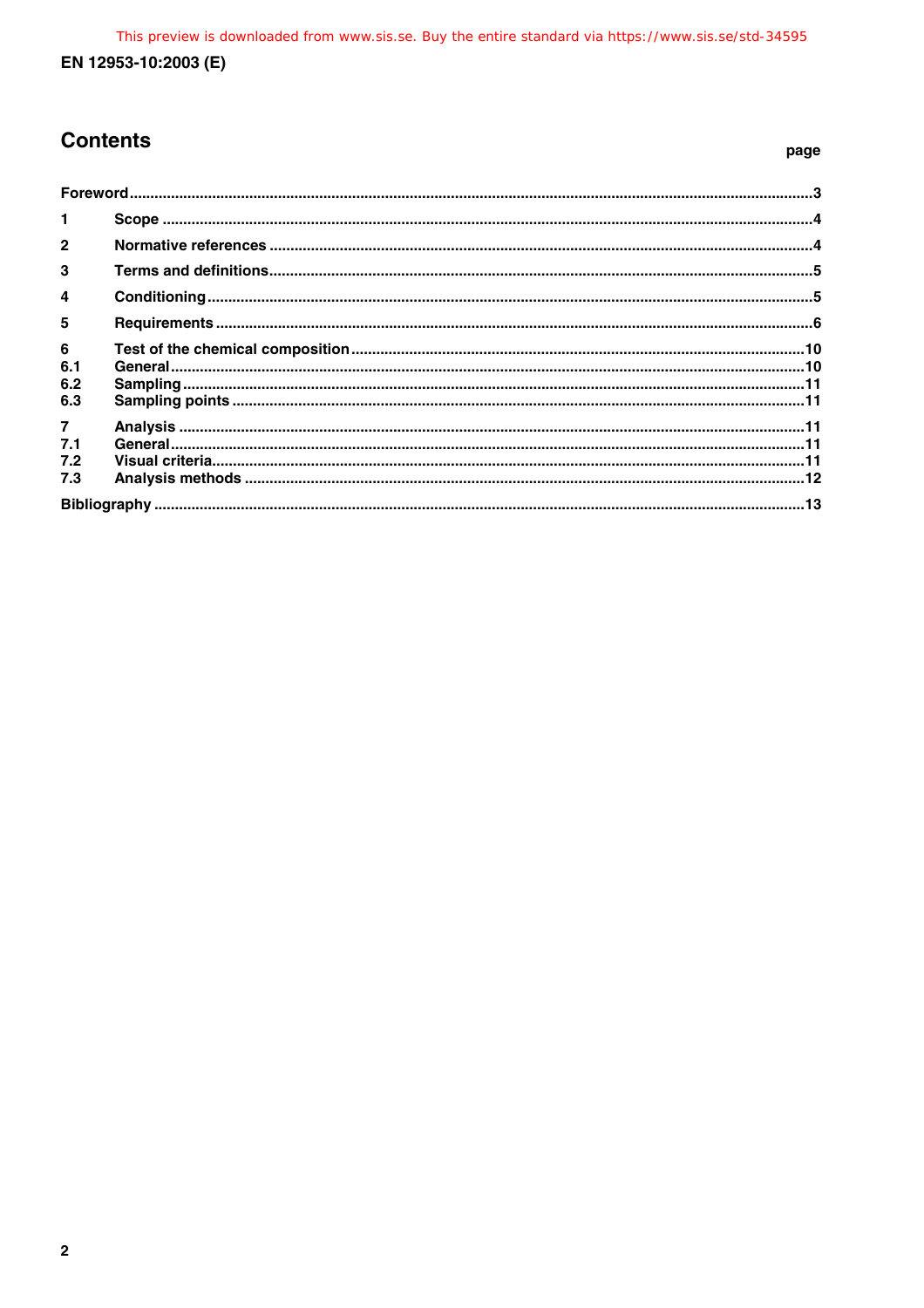# Contents

| | | page |
|---|---|---|
| Foreword | | 3 |
| 1 | Scope | 4 |
| 2 | Normative references | 4 |
| 3 | Terms and definitions | 5 |
| 4 | Conditioning | 5 |
| 5 | Requirements | 6 |
| 6 | Test of the chemical composition | 10 |
| 6.1 | General | 10 |
| 6.2 | Sampling | 11 |
| 6.3 | Sampling points | 11 |
| 7 | Analysis | 11 |
| 7.1 | General | 11 |
| 7.2 | Visual criteria | 11 |
| 7.3 | Analysis methods | 12 |
| Bibliography | | 13 |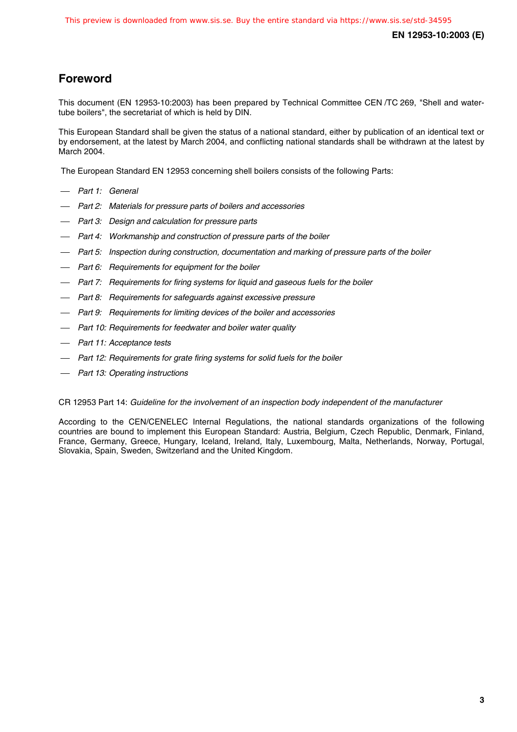## Foreword

This document (EN 12953-10:2003) has been prepared by Technical Committee CEN /TC 269, "Shell and water-tube boilers", the secretariat of which is held by DIN.

This European Standard shall be given the status of a national standard, either by publication of an identical text or by endorsement, at the latest by March 2004, and conflicting national standards shall be withdrawn at the latest by March 2004.

The European Standard EN 12953 concerning shell boilers consists of the following Parts:

- *Part 1: General*
- *Part 2: Materials for pressure parts of boilers and accessories*
- *Part 3: Design and calculation for pressure parts*
- *Part 4: Workmanship and construction of pressure parts of the boiler*
- *Part 5: Inspection during construction, documentation and marking of pressure parts of the boiler*
- *Part 6: Requirements for equipment for the boiler*
- *Part 7: Requirements for firing systems for liquid and gaseous fuels for the boiler*
- *Part 8: Requirements for safeguards against excessive pressure*
- *Part 9: Requirements for limiting devices of the boiler and accessories*
- *Part 10: Requirements for feedwater and boiler water quality*
- *Part 11: Acceptance tests*
- *Part 12: Requirements for grate firing systems for solid fuels for the boiler*
- *Part 13: Operating instructions*

CR 12953 Part 14: *Guideline for the involvement of an inspection body independent of the manufacturer*

According to the CEN/CENELEC Internal Regulations, the national standards organizations of the following countries are bound to implement this European Standard: Austria, Belgium, Czech Republic, Denmark, Finland, France, Germany, Greece, Hungary, Iceland, Ireland, Italy, Luxembourg, Malta, Netherlands, Norway, Portugal, Slovakia, Spain, Sweden, Switzerland and the United Kingdom.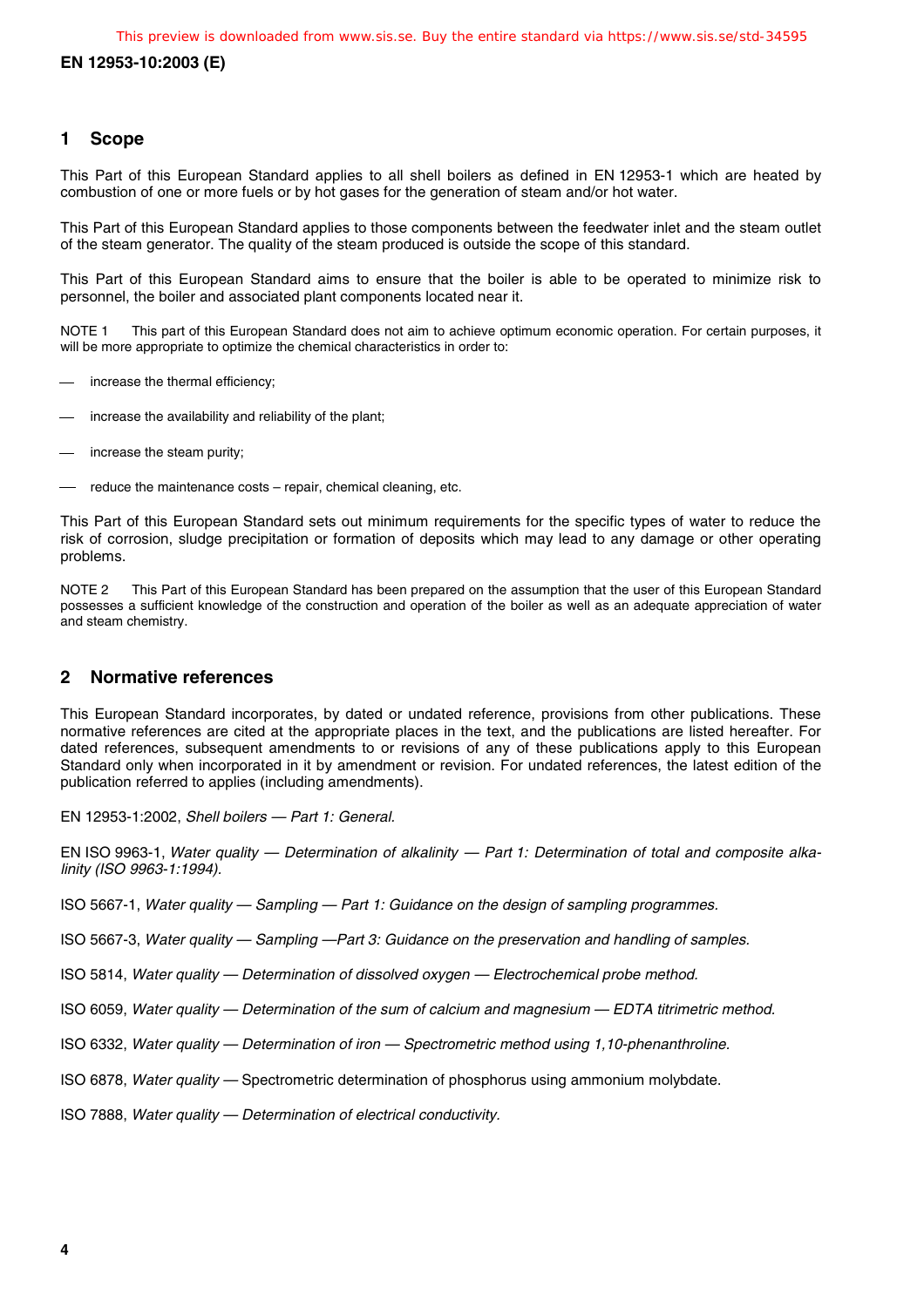## 1 Scope

This Part of this European Standard applies to all shell boilers as defined in EN 12953-1 which are heated by combustion of one or more fuels or by hot gases for the generation of steam and/or hot water.

This Part of this European Standard applies to those components between the feedwater inlet and the steam outlet of the steam generator. The quality of the steam produced is outside the scope of this standard.

This Part of this European Standard aims to ensure that the boiler is able to be operated to minimize risk to personnel, the boiler and associated plant components located near it.

NOTE 1 This part of this European Standard does not aim to achieve optimum economic operation. For certain purposes, it will be more appropriate to optimize the chemical characteristics in order to:

- increase the thermal efficiency;
- increase the availability and reliability of the plant;
- increase the steam purity;
- reduce the maintenance costs – repair, chemical cleaning, etc.

This Part of this European Standard sets out minimum requirements for the specific types of water to reduce the risk of corrosion, sludge precipitation or formation of deposits which may lead to any damage or other operating problems.

NOTE 2 This Part of this European Standard has been prepared on the assumption that the user of this European Standard possesses a sufficient knowledge of the construction and operation of the boiler as well as an adequate appreciation of water and steam chemistry.

## 2 Normative references

This European Standard incorporates, by dated or undated reference, provisions from other publications. These normative references are cited at the appropriate places in the text, and the publications are listed hereafter. For dated references, subsequent amendments to or revisions of any of these publications apply to this European Standard only when incorporated in it by amendment or revision. For undated references, the latest edition of the publication referred to applies (including amendments).

EN 12953-1:2002, *Shell boilers — Part 1: General.*

EN ISO 9963-1, *Water quality — Determination of alkalinity — Part 1: Determination of total and composite alkalinity (ISO 9963-1:1994).*

ISO 5667-1, *Water quality — Sampling — Part 1: Guidance on the design of sampling programmes.*

ISO 5667-3, *Water quality — Sampling —Part 3: Guidance on the preservation and handling of samples.*

ISO 5814, *Water quality — Determination of dissolved oxygen — Electrochemical probe method.*

ISO 6059, *Water quality — Determination of the sum of calcium and magnesium — EDTA titrimetric method.*

ISO 6332, *Water quality — Determination of iron — Spectrometric method using 1,10-phenanthroline.*

ISO 6878, *Water quality* — Spectrometric determination of phosphorus using ammonium molybdate.

ISO 7888, *Water quality — Determination of electrical conductivity.*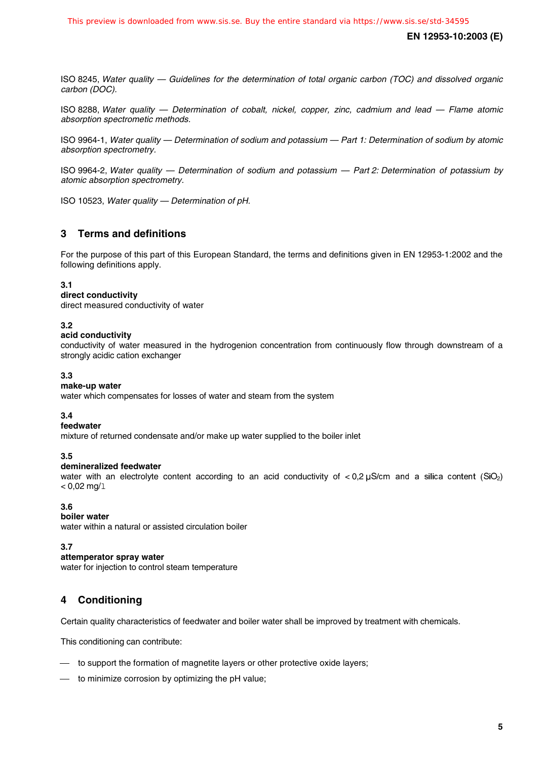ISO 8245, *Water quality — Guidelines for the determination of total organic carbon (TOC) and dissolved organic carbon (DOC).*

ISO 8288, *Water quality — Determination of cobalt, nickel, copper, zinc, cadmium and lead — Flame atomic absorption spectrometic methods.*

ISO 9964-1, *Water quality — Determination of sodium and potassium — Part 1: Determination of sodium by atomic absorption spectrometry.*

ISO 9964-2, *Water quality — Determination of sodium and potassium — Part 2: Determination of potassium by atomic absorption spectrometry.*

ISO 10523, *Water quality — Determination of pH.*

## 3 Terms and definitions

For the purpose of this part of this European Standard, the terms and definitions given in EN 12953-1:2002 and the following definitions apply.

**3.1**
**direct conductivity**
direct measured conductivity of water

**3.2**
**acid conductivity**
conductivity of water measured in the hydrogenion concentration from continuously flow through downstream of a strongly acidic cation exchanger

**3.3**
**make-up water**
water which compensates for losses of water and steam from the system

**3.4**
**feedwater**
mixture of returned condensate and/or make up water supplied to the boiler inlet

**3.5**
**demineralized feedwater**
water with an electrolyte content according to an acid conductivity of < 0,2 µS/cm and a silica content ($SiO_2$) < 0,02 mg/l

**3.6**
**boiler water**
water within a natural or assisted circulation boiler

**3.7**
**attemperator spray water**
water for injection to control steam temperature

## 4 Conditioning

Certain quality characteristics of feedwater and boiler water shall be improved by treatment with chemicals.

This conditioning can contribute:

- to support the formation of magnetite layers or other protective oxide layers;
- to minimize corrosion by optimizing the pH value;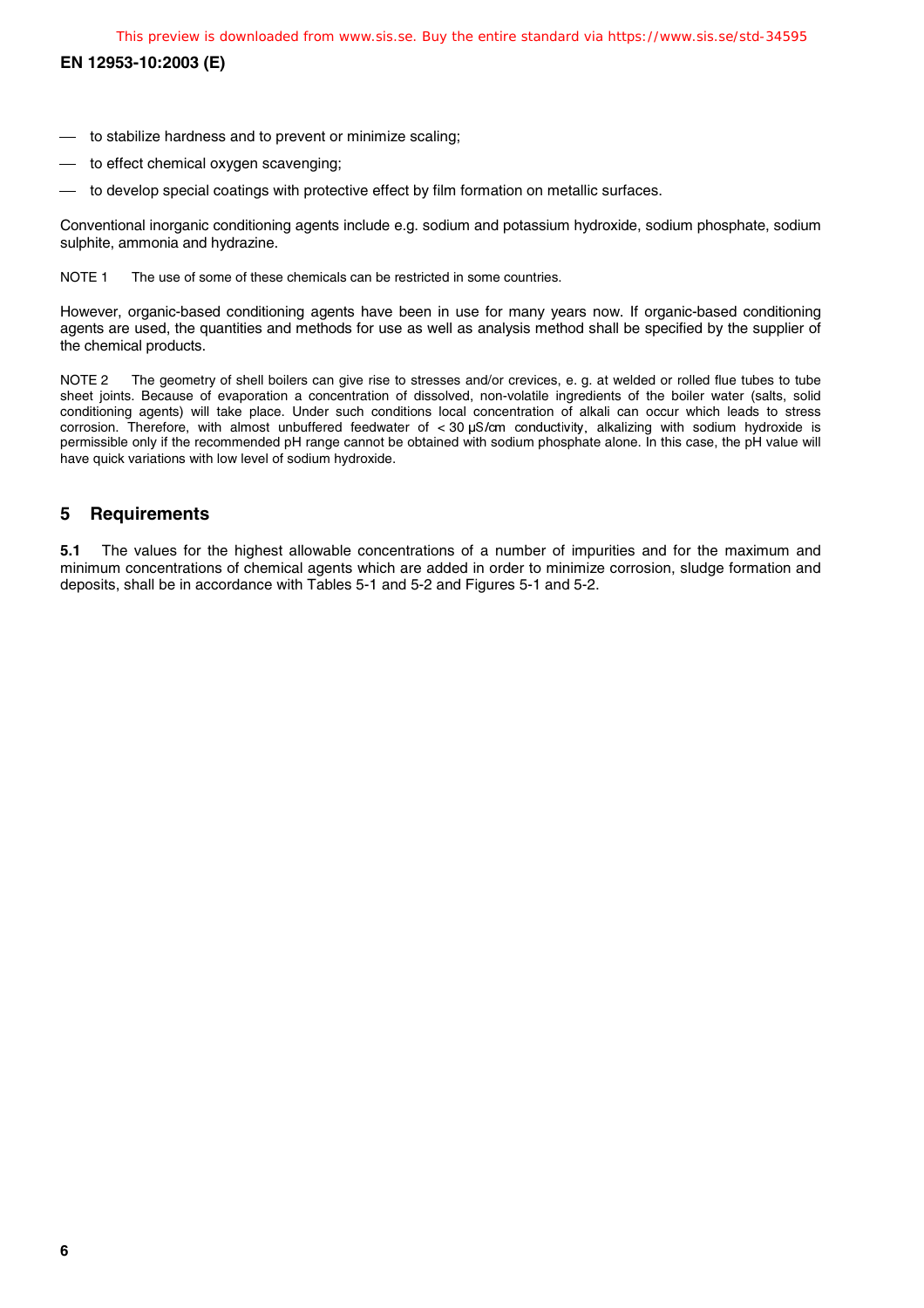- to stabilize hardness and to prevent or minimize scaling;
- to effect chemical oxygen scavenging;
- to develop special coatings with protective effect by film formation on metallic surfaces.

Conventional inorganic conditioning agents include e.g. sodium and potassium hydroxide, sodium phosphate, sodium sulphite, ammonia and hydrazine.

NOTE 1 The use of some of these chemicals can be restricted in some countries.

However, organic-based conditioning agents have been in use for many years now. If organic-based conditioning agents are used, the quantities and methods for use as well as analysis method shall be specified by the supplier of the chemical products.

NOTE 2 The geometry of shell boilers can give rise to stresses and/or crevices, e. g. at welded or rolled flue tubes to tube sheet joints. Because of evaporation a concentration of dissolved, non-volatile ingredients of the boiler water (salts, solid conditioning agents) will take place. Under such conditions local concentration of alkali can occur which leads to stress corrosion. Therefore, with almost unbuffered feedwater of $< 30$ µS/cm conductivity, alkalizing with sodium hydroxide is permissible only if the recommended pH range cannot be obtained with sodium phosphate alone. In this case, the pH value will have quick variations with low level of sodium hydroxide.

## 5 Requirements

**5.1** The values for the highest allowable concentrations of a number of impurities and for the maximum and minimum concentrations of chemical agents which are added in order to minimize corrosion, sludge formation and deposits, shall be in accordance with Tables 5-1 and 5-2 and Figures 5-1 and 5-2.